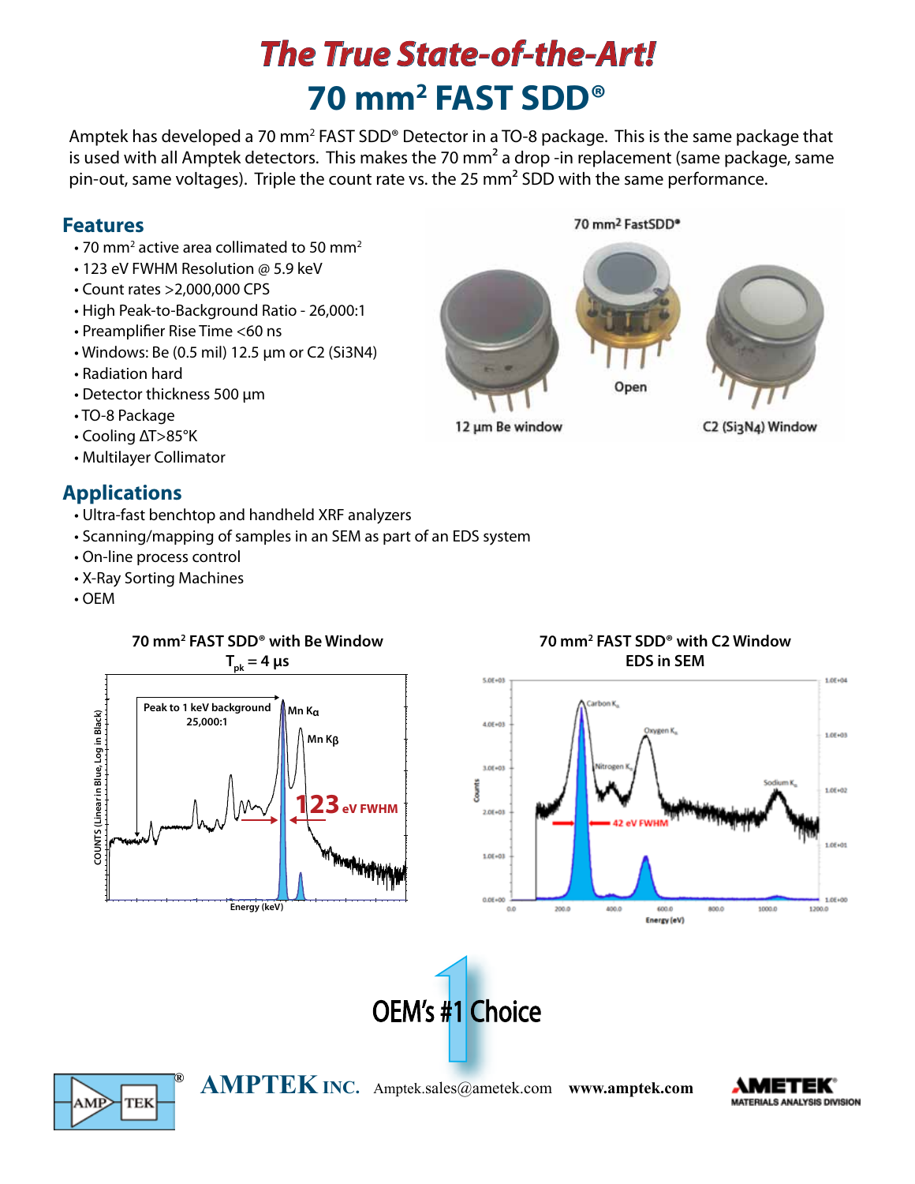# *The True State-of-the-Art!*

# 70 mm² FAST SDD®

Amptek has developed a 70 mm² FAST SDD® Detector in a TO-8 package. This is the same package that is used with all Amptek detectors. This makes the 70 mm² a drop -in replacement (same package, same pin-out, same voltages). Triple the count rate vs. the 25 mm² SDD with the same performance.

## Features

- 70 mm² active area collimated to 50 mm²
- 123 eV FWHM Resolution @ 5.9 keV
- Count rates >2,000,000 CPS
- High Peak-to-Background Ratio - 26,000:1
- Preamplifier Rise Time <60 ns
- Windows: Be (0.5 mil) 12.5 µm or C2 ($Si_3N_4$)
- Radiation hard
- Detector thickness 500 µm
- TO-8 Package
- Cooling ΔT>85°K
- Multilayer Collimator

70 mm² FastSDD®

12 µm Be window — Open — C2 ($Si_3N_4$) Window

## Applications

- Ultra-fast benchtop and handheld XRF analyzers
- Scanning/mapping of samples in an SEM as part of an EDS system
- On-line process control
- X-Ray Sorting Machines
- OEM

**70 mm² FAST SDD® with Be Window**
**$T_{pk}$ = 4 µs**

Peak to 1 keV background 25,000:1 — Mn Kα — Mn Kβ — 123 eV FWHM

COUNTS (Linear in Blue, Log in Black) — Energy (keV)

**70 mm² FAST SDD® with C2 Window**
**EDS in SEM**

Carbon K — Oxygen K — Nitrogen K — Sodium K — 42 eV FWHM

Counts — Energy (eV)

OEM's #1 Choice

**AMPTEK INC.** Amptek.sales@ametek.com **www.amptek.com**

AMETEK® MATERIALS ANALYSIS DIVISION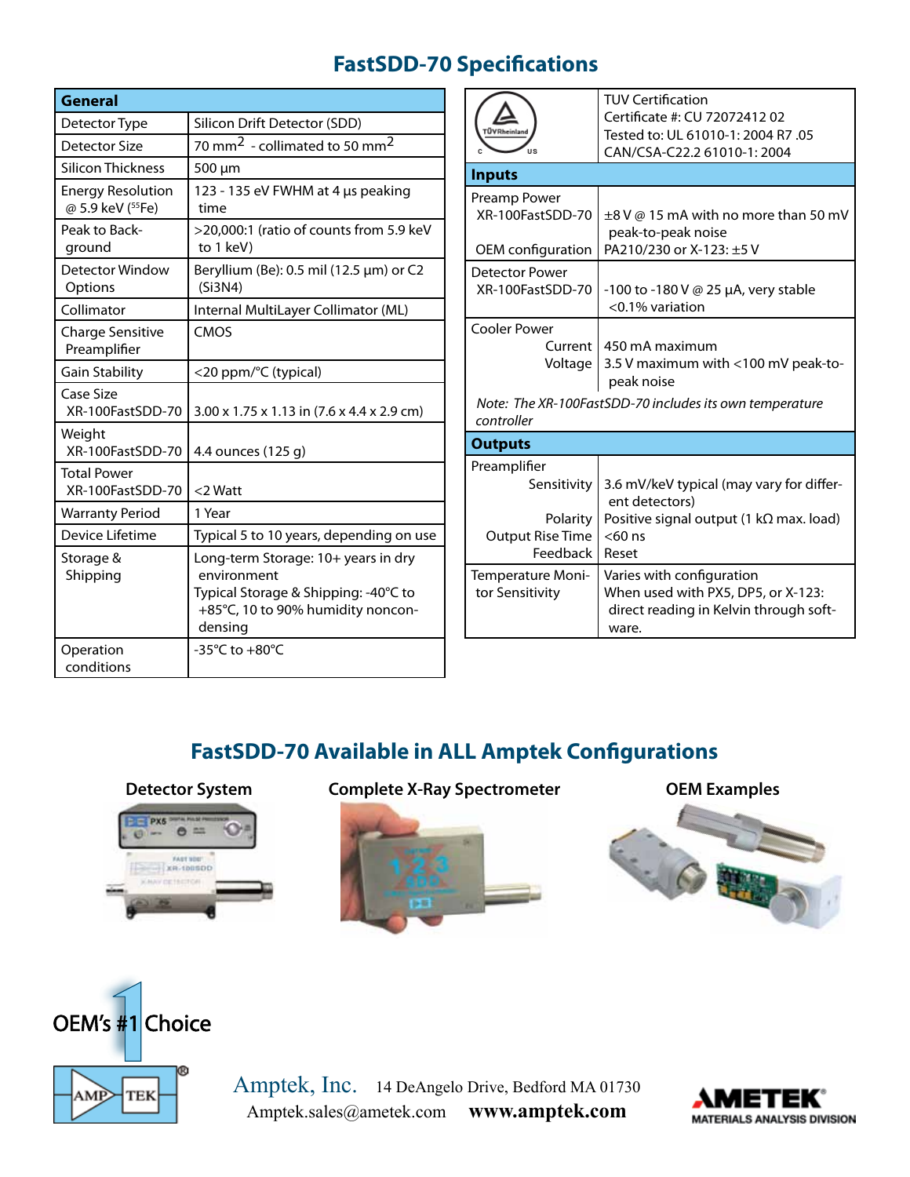# FastSDD-70 Specifications

| General | |
|---|---|
| Detector Type | Silicon Drift Detector (SDD) |
| Detector Size | 70 mm$^2$ - collimated to 50 mm$^2$ |
| Silicon Thickness | 500 µm |
| Energy Resolution @ 5.9 keV ($^{55}$Fe) | 123 - 135 eV FWHM at 4 µs peaking time |
| Peak to Background | >20,000:1 (ratio of counts from 5.9 keV to 1 keV) |
| Detector Window Options | Beryllium (Be): 0.5 mil (12.5 µm) or C2 ($Si_3N_4$) |
| Collimator | Internal MultiLayer Collimator (ML) |
| Charge Sensitive Preamplifier | CMOS |
| Gain Stability | <20 ppm/°C (typical) |
| Case Size XR-100FastSDD-70 | 3.00 x 1.75 x 1.13 in (7.6 x 4.4 x 2.9 cm) |
| Weight XR-100FastSDD-70 | 4.4 ounces (125 g) |
| Total Power XR-100FastSDD-70 | <2 Watt |
| Warranty Period | 1 Year |
| Device Lifetime | Typical 5 to 10 years, depending on use |
| Storage & Shipping | Long-term Storage: 10+ years in dry environment<br>Typical Storage & Shipping: -40°C to +85°C, 10 to 90% humidity noncondensing |
| Operation conditions | -35°C to +80°C |

| | |
|---|---|
| TÜV Rheinland C US | TUV Certification<br>Certificate #: CU 72072412 02<br>Tested to: UL 61010-1: 2004 R7 .05<br>CAN/CSA-C22.2 61010-1: 2004 |
| **Inputs** | |
| Preamp Power<br>XR-100FastSDD-70 | ±8 V @ 15 mA with no more than 50 mV peak-to-peak noise |
| OEM configuration | PA210/230 or X-123: ±5 V |
| Detector Power<br>XR-100FastSDD-70 | -100 to -180 V @ 25 µA, very stable <0.1% variation |
| Cooler Power<br>Current | 450 mA maximum |
| Voltage | 3.5 V maximum with <100 mV peak-to-peak noise |
| *Note: The XR-100FastSDD-70 includes its own temperature controller* | |
| **Outputs** | |
| Preamplifier<br>Sensitivity | 3.6 mV/keV typical (may vary for different detectors) |
| Polarity | Positive signal output (1 kΩ max. load) |
| Output Rise Time | <60 ns |
| Feedback | Reset |
| Temperature Monitor Sensitivity | Varies with configuration<br>When used with PX5, DP5, or X-123: direct reading in Kelvin through software. |

## FastSDD-70 Available in ALL Amptek Configurations

**Detector System** | **Complete X-Ray Spectrometer** | **OEM Examples**

OEM's #1 Choice

Amptek, Inc. 14 DeAngelo Drive, Bedford MA 01730
Amptek.sales@ametek.com **www.amptek.com**

AMETEK MATERIALS ANALYSIS DIVISION